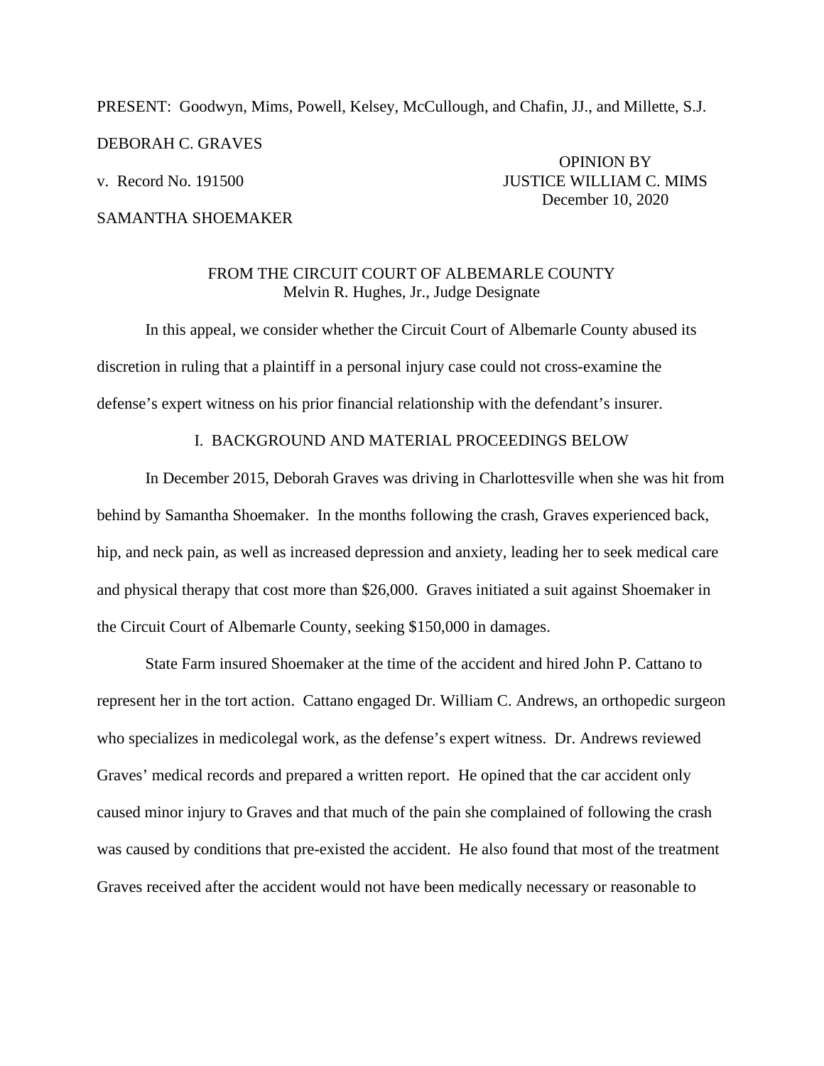PRESENT: Goodwyn, Mims, Powell, Kelsey, McCullough, and Chafin, JJ., and Millette, S.J.

DEBORAH C. GRAVES

v. Record No. 191500

SAMANTHA SHOEMAKER

OPINION BY
JUSTICE WILLIAM C. MIMS
December 10, 2020

FROM THE CIRCUIT COURT OF ALBEMARLE COUNTY
Melvin R. Hughes, Jr., Judge Designate

In this appeal, we consider whether the Circuit Court of Albemarle County abused its discretion in ruling that a plaintiff in a personal injury case could not cross-examine the defense's expert witness on his prior financial relationship with the defendant's insurer.

## I. BACKGROUND AND MATERIAL PROCEEDINGS BELOW

In December 2015, Deborah Graves was driving in Charlottesville when she was hit from behind by Samantha Shoemaker. In the months following the crash, Graves experienced back, hip, and neck pain, as well as increased depression and anxiety, leading her to seek medical care and physical therapy that cost more than $26,000. Graves initiated a suit against Shoemaker in the Circuit Court of Albemarle County, seeking $150,000 in damages.

State Farm insured Shoemaker at the time of the accident and hired John P. Cattano to represent her in the tort action. Cattano engaged Dr. William C. Andrews, an orthopedic surgeon who specializes in medicolegal work, as the defense's expert witness. Dr. Andrews reviewed Graves' medical records and prepared a written report. He opined that the car accident only caused minor injury to Graves and that much of the pain she complained of following the crash was caused by conditions that pre-existed the accident. He also found that most of the treatment Graves received after the accident would not have been medically necessary or reasonable to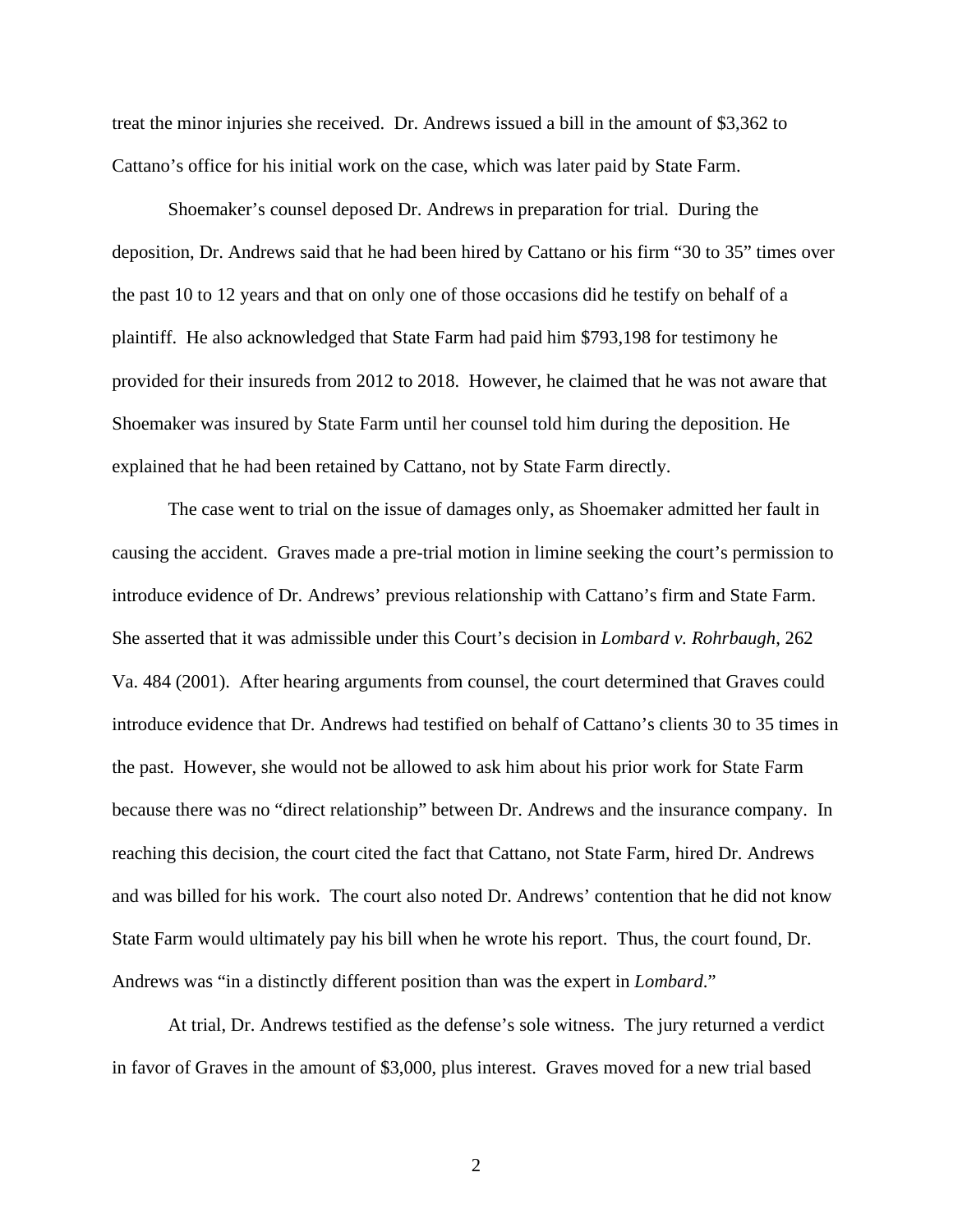treat the minor injuries she received. Dr. Andrews issued a bill in the amount of $3,362 to Cattano's office for his initial work on the case, which was later paid by State Farm.

Shoemaker's counsel deposed Dr. Andrews in preparation for trial. During the deposition, Dr. Andrews said that he had been hired by Cattano or his firm "30 to 35" times over the past 10 to 12 years and that on only one of those occasions did he testify on behalf of a plaintiff. He also acknowledged that State Farm had paid him $793,198 for testimony he provided for their insureds from 2012 to 2018. However, he claimed that he was not aware that Shoemaker was insured by State Farm until her counsel told him during the deposition. He explained that he had been retained by Cattano, not by State Farm directly.

The case went to trial on the issue of damages only, as Shoemaker admitted her fault in causing the accident. Graves made a pre-trial motion in limine seeking the court's permission to introduce evidence of Dr. Andrews' previous relationship with Cattano's firm and State Farm. She asserted that it was admissible under this Court's decision in *Lombard v. Rohrbaugh*, 262 Va. 484 (2001). After hearing arguments from counsel, the court determined that Graves could introduce evidence that Dr. Andrews had testified on behalf of Cattano's clients 30 to 35 times in the past. However, she would not be allowed to ask him about his prior work for State Farm because there was no "direct relationship" between Dr. Andrews and the insurance company. In reaching this decision, the court cited the fact that Cattano, not State Farm, hired Dr. Andrews and was billed for his work. The court also noted Dr. Andrews' contention that he did not know State Farm would ultimately pay his bill when he wrote his report. Thus, the court found, Dr. Andrews was "in a distinctly different position than was the expert in *Lombard*."

At trial, Dr. Andrews testified as the defense's sole witness. The jury returned a verdict in favor of Graves in the amount of $3,000, plus interest. Graves moved for a new trial based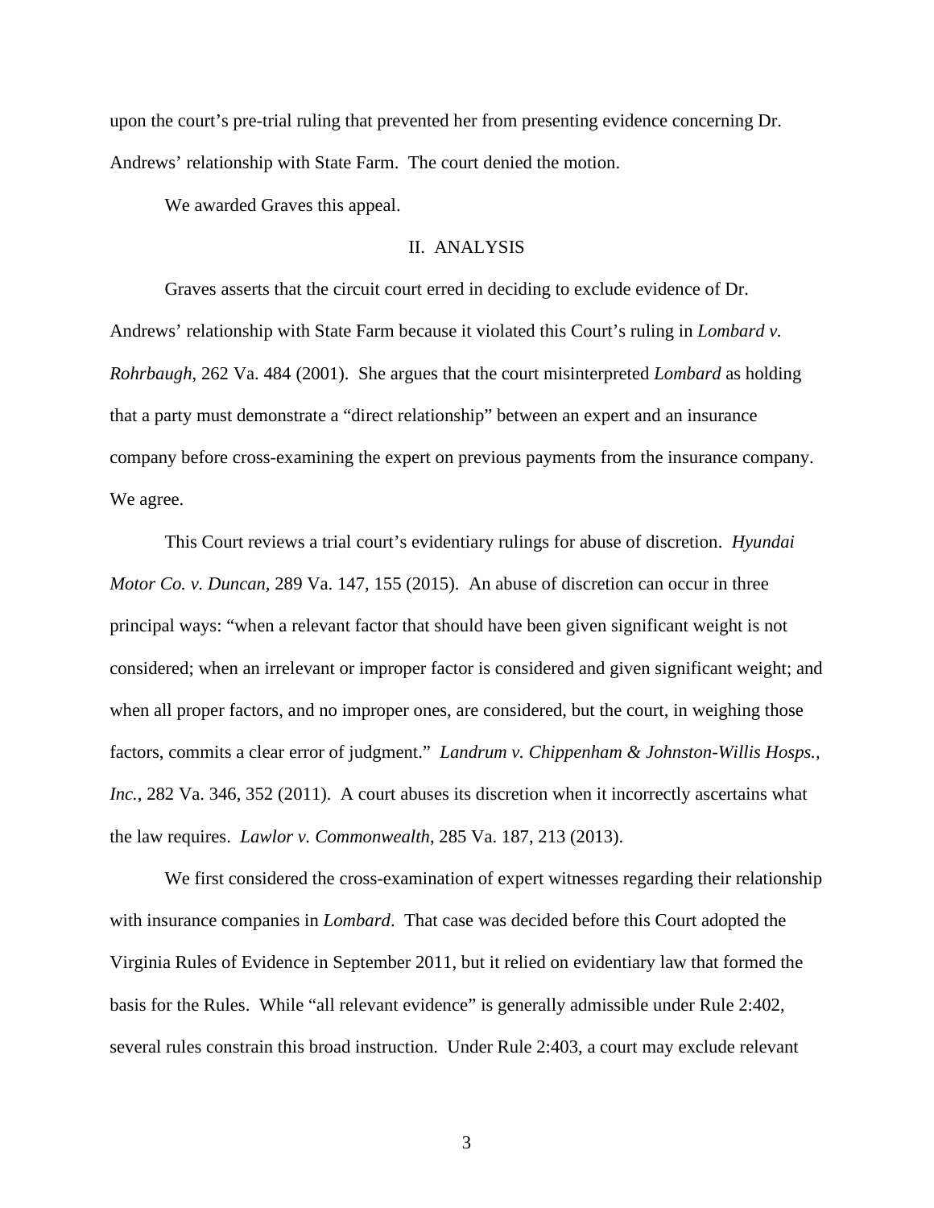upon the court's pre-trial ruling that prevented her from presenting evidence concerning Dr. Andrews' relationship with State Farm. The court denied the motion.

We awarded Graves this appeal.

## II. ANALYSIS

Graves asserts that the circuit court erred in deciding to exclude evidence of Dr. Andrews' relationship with State Farm because it violated this Court's ruling in *Lombard v. Rohrbaugh*, 262 Va. 484 (2001). She argues that the court misinterpreted *Lombard* as holding that a party must demonstrate a "direct relationship" between an expert and an insurance company before cross-examining the expert on previous payments from the insurance company. We agree.

This Court reviews a trial court's evidentiary rulings for abuse of discretion. *Hyundai Motor Co. v. Duncan*, 289 Va. 147, 155 (2015). An abuse of discretion can occur in three principal ways: "when a relevant factor that should have been given significant weight is not considered; when an irrelevant or improper factor is considered and given significant weight; and when all proper factors, and no improper ones, are considered, but the court, in weighing those factors, commits a clear error of judgment." *Landrum v. Chippenham & Johnston-Willis Hosps., Inc.*, 282 Va. 346, 352 (2011). A court abuses its discretion when it incorrectly ascertains what the law requires. *Lawlor v. Commonwealth*, 285 Va. 187, 213 (2013).

We first considered the cross-examination of expert witnesses regarding their relationship with insurance companies in *Lombard*. That case was decided before this Court adopted the Virginia Rules of Evidence in September 2011, but it relied on evidentiary law that formed the basis for the Rules. While "all relevant evidence" is generally admissible under Rule 2:402, several rules constrain this broad instruction. Under Rule 2:403, a court may exclude relevant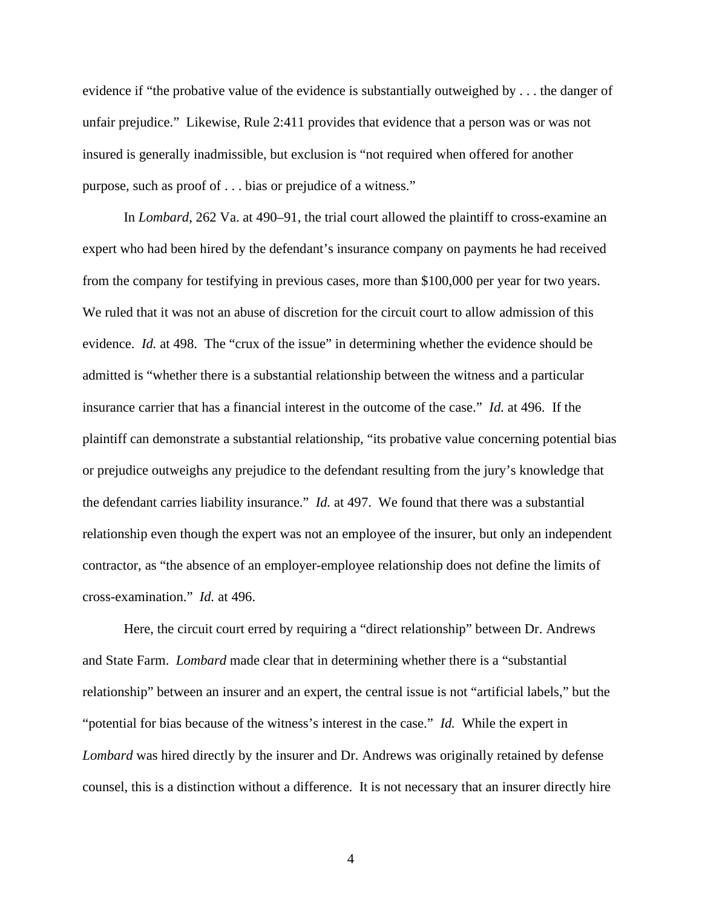evidence if "the probative value of the evidence is substantially outweighed by . . . the danger of unfair prejudice." Likewise, Rule 2:411 provides that evidence that a person was or was not insured is generally inadmissible, but exclusion is "not required when offered for another purpose, such as proof of . . . bias or prejudice of a witness."

In *Lombard*, 262 Va. at 490–91, the trial court allowed the plaintiff to cross-examine an expert who had been hired by the defendant's insurance company on payments he had received from the company for testifying in previous cases, more than $100,000 per year for two years. We ruled that it was not an abuse of discretion for the circuit court to allow admission of this evidence. *Id.* at 498. The "crux of the issue" in determining whether the evidence should be admitted is "whether there is a substantial relationship between the witness and a particular insurance carrier that has a financial interest in the outcome of the case." *Id.* at 496. If the plaintiff can demonstrate a substantial relationship, "its probative value concerning potential bias or prejudice outweighs any prejudice to the defendant resulting from the jury's knowledge that the defendant carries liability insurance." *Id.* at 497. We found that there was a substantial relationship even though the expert was not an employee of the insurer, but only an independent contractor, as "the absence of an employer-employee relationship does not define the limits of cross-examination." *Id.* at 496.

Here, the circuit court erred by requiring a "direct relationship" between Dr. Andrews and State Farm. *Lombard* made clear that in determining whether there is a "substantial relationship" between an insurer and an expert, the central issue is not "artificial labels," but the "potential for bias because of the witness's interest in the case." *Id.* While the expert in *Lombard* was hired directly by the insurer and Dr. Andrews was originally retained by defense counsel, this is a distinction without a difference. It is not necessary that an insurer directly hire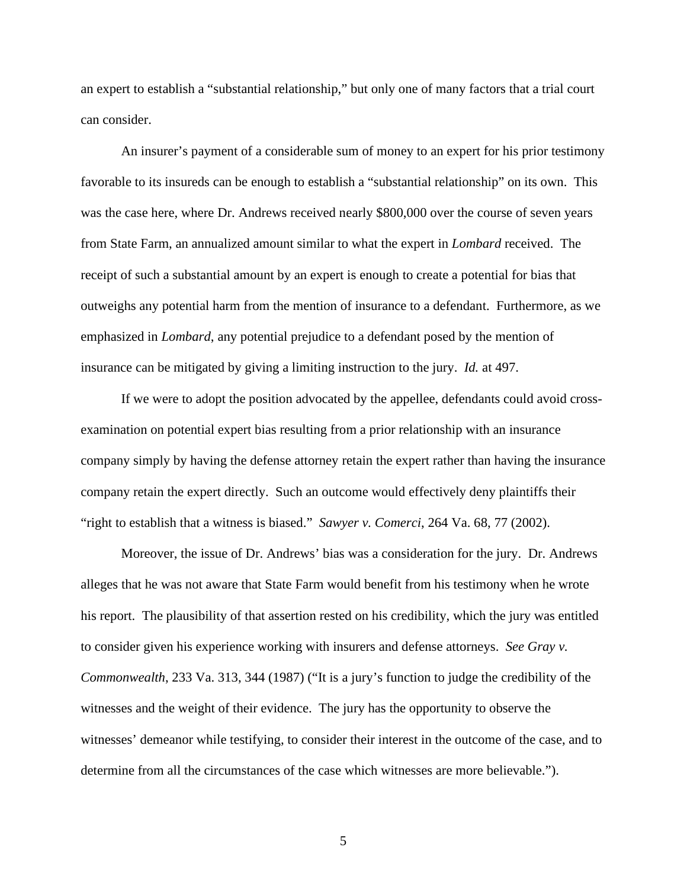an expert to establish a "substantial relationship," but only one of many factors that a trial court can consider.

An insurer's payment of a considerable sum of money to an expert for his prior testimony favorable to its insureds can be enough to establish a "substantial relationship" on its own. This was the case here, where Dr. Andrews received nearly $800,000 over the course of seven years from State Farm, an annualized amount similar to what the expert in *Lombard* received. The receipt of such a substantial amount by an expert is enough to create a potential for bias that outweighs any potential harm from the mention of insurance to a defendant. Furthermore, as we emphasized in *Lombard*, any potential prejudice to a defendant posed by the mention of insurance can be mitigated by giving a limiting instruction to the jury. *Id.* at 497.

If we were to adopt the position advocated by the appellee, defendants could avoid cross-examination on potential expert bias resulting from a prior relationship with an insurance company simply by having the defense attorney retain the expert rather than having the insurance company retain the expert directly. Such an outcome would effectively deny plaintiffs their "right to establish that a witness is biased." *Sawyer v. Comerci*, 264 Va. 68, 77 (2002).

Moreover, the issue of Dr. Andrews' bias was a consideration for the jury. Dr. Andrews alleges that he was not aware that State Farm would benefit from his testimony when he wrote his report. The plausibility of that assertion rested on his credibility, which the jury was entitled to consider given his experience working with insurers and defense attorneys. *See Gray v. Commonwealth*, 233 Va. 313, 344 (1987) ("It is a jury's function to judge the credibility of the witnesses and the weight of their evidence. The jury has the opportunity to observe the witnesses' demeanor while testifying, to consider their interest in the outcome of the case, and to determine from all the circumstances of the case which witnesses are more believable.").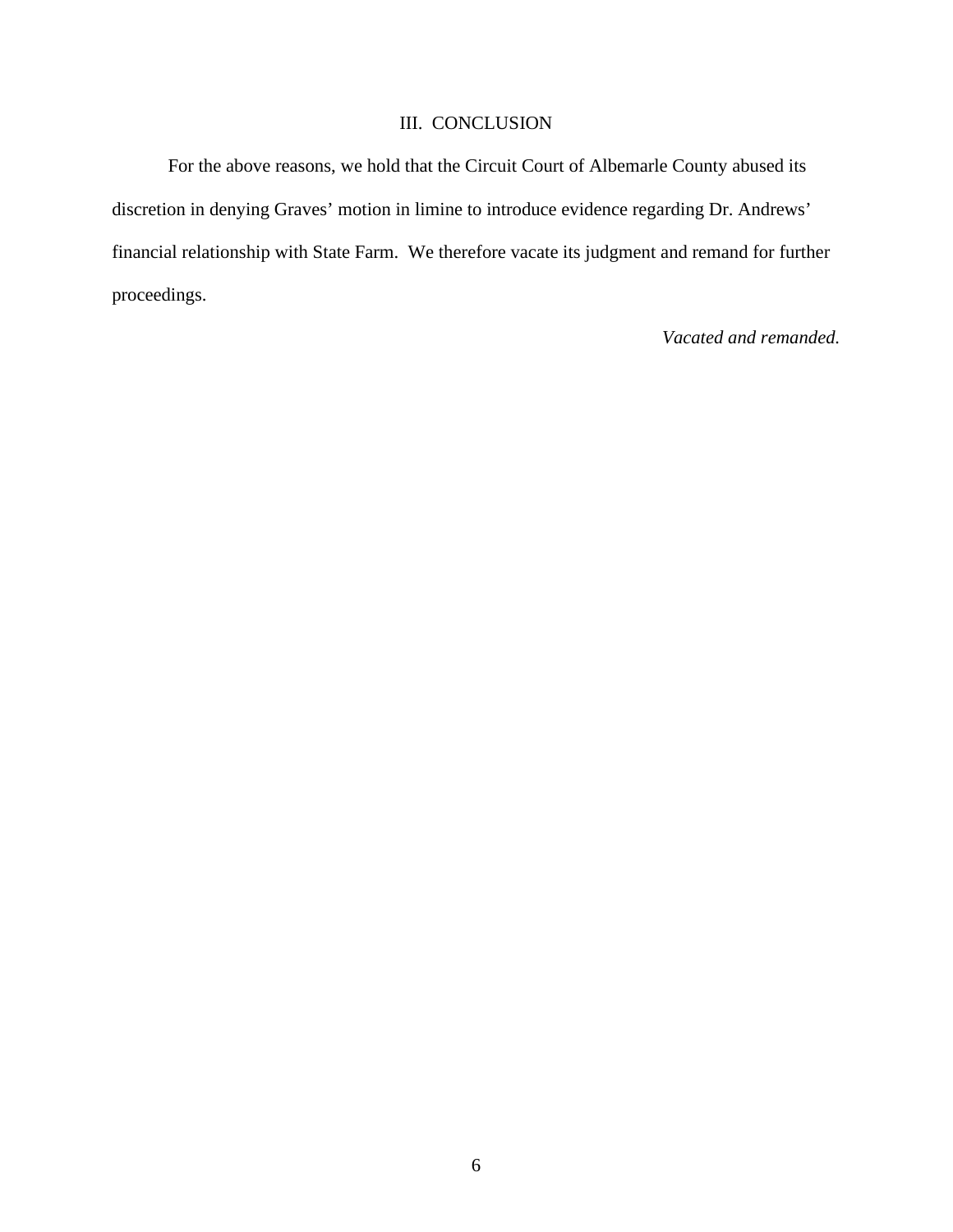## III. CONCLUSION

For the above reasons, we hold that the Circuit Court of Albemarle County abused its discretion in denying Graves' motion in limine to introduce evidence regarding Dr. Andrews' financial relationship with State Farm. We therefore vacate its judgment and remand for further proceedings.

*Vacated and remanded.*